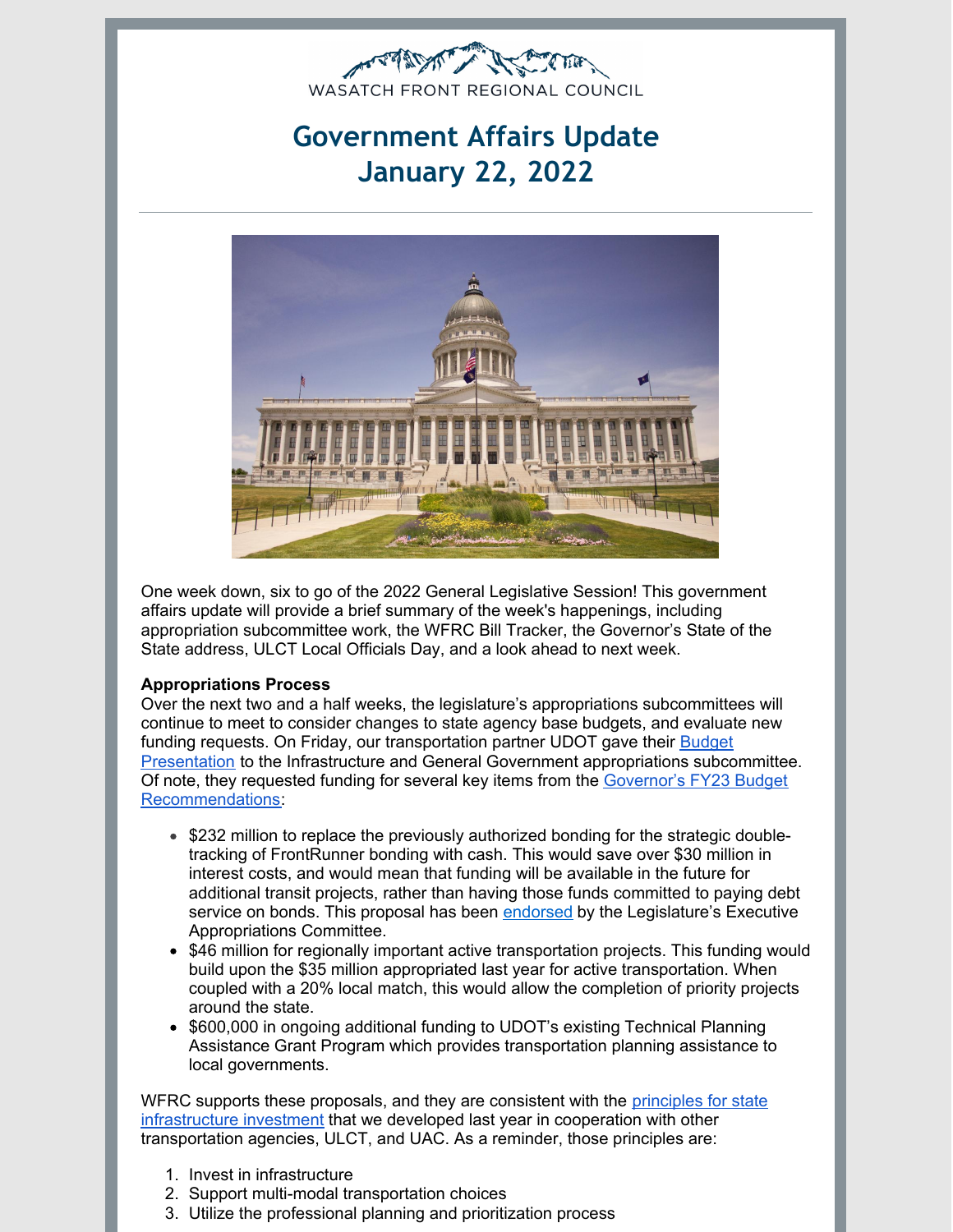WASATCH FRONT REGIONAL COUNCIL

# Government Affairs Update
# January 22, 2022

One week down, six to go of the 2022 General Legislative Session! This government affairs update will provide a brief summary of the week's happenings, including appropriation subcommittee work, the WFRC Bill Tracker, the Governor's State of the State address, ULCT Local Officials Day, and a look ahead to next week.

**Appropriations Process**

Over the next two and a half weeks, the legislature's appropriations subcommittees will continue to meet to consider changes to state agency base budgets, and evaluate new funding requests. On Friday, our transportation partner UDOT gave their Budget Presentation to the Infrastructure and General Government appropriations subcommittee. Of note, they requested funding for several key items from the Governor's FY23 Budget Recommendations:

- $232 million to replace the previously authorized bonding for the strategic double-tracking of FrontRunner bonding with cash. This would save over $30 million in interest costs, and would mean that funding will be available in the future for additional transit projects, rather than having those funds committed to paying debt service on bonds. This proposal has been endorsed by the Legislature's Executive Appropriations Committee.
- $46 million for regionally important active transportation projects. This funding would build upon the $35 million appropriated last year for active transportation. When coupled with a 20% local match, this would allow the completion of priority projects around the state.
- $600,000 in ongoing additional funding to UDOT's existing Technical Planning Assistance Grant Program which provides transportation planning assistance to local governments.

WFRC supports these proposals, and they are consistent with the principles for state infrastructure investment that we developed last year in cooperation with other transportation agencies, ULCT, and UAC. As a reminder, those principles are:

1. Invest in infrastructure
2. Support multi-modal transportation choices
3. Utilize the professional planning and prioritization process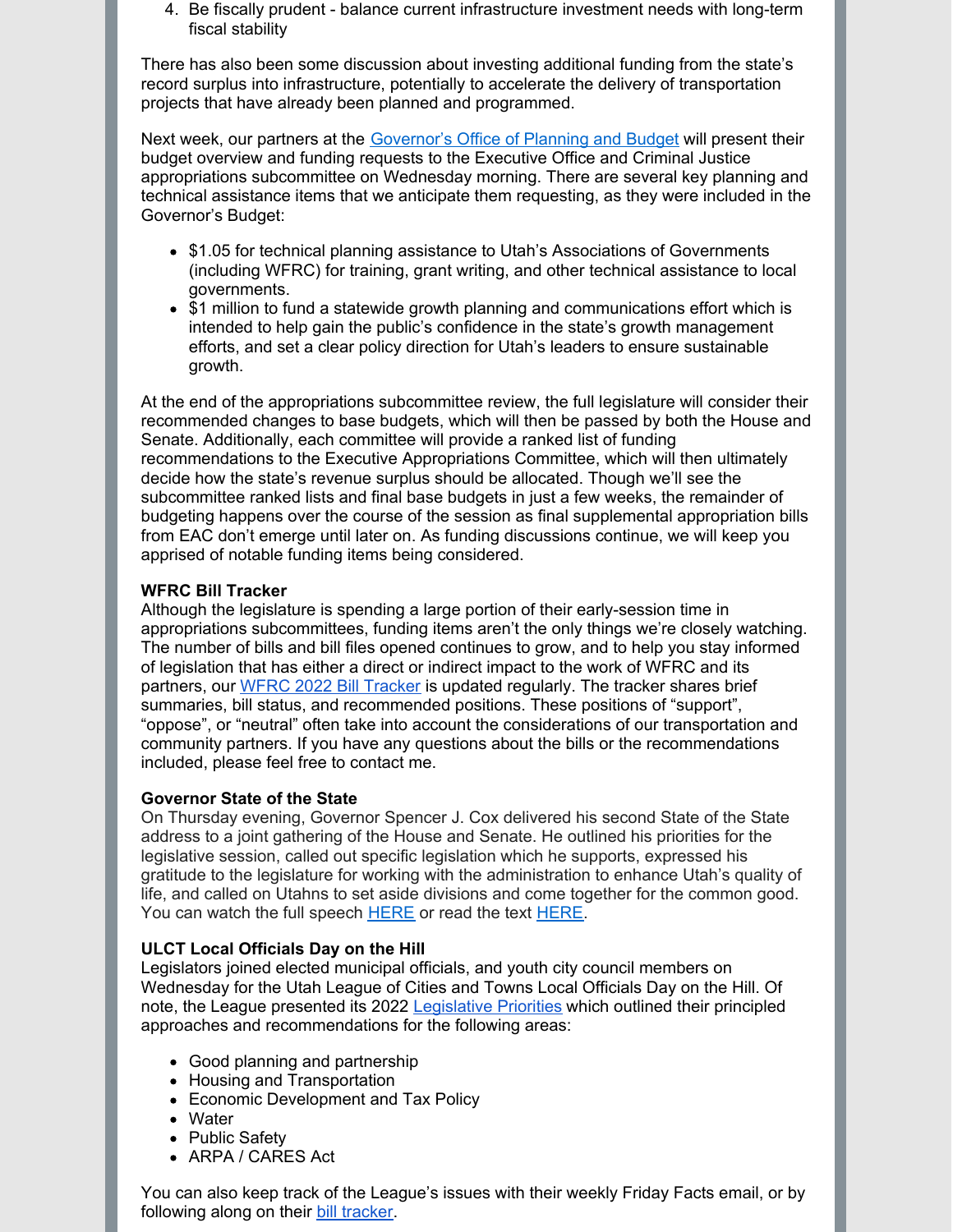4. Be fiscally prudent - balance current infrastructure investment needs with long-term fiscal stability

There has also been some discussion about investing additional funding from the state's record surplus into infrastructure, potentially to accelerate the delivery of transportation projects that have already been planned and programmed.

Next week, our partners at the Governor's Office of Planning and Budget will present their budget overview and funding requests to the Executive Office and Criminal Justice appropriations subcommittee on Wednesday morning. There are several key planning and technical assistance items that we anticipate them requesting, as they were included in the Governor's Budget:

- $1.05 for technical planning assistance to Utah's Associations of Governments (including WFRC) for training, grant writing, and other technical assistance to local governments.
- $1 million to fund a statewide growth planning and communications effort which is intended to help gain the public's confidence in the state's growth management efforts, and set a clear policy direction for Utah's leaders to ensure sustainable growth.

At the end of the appropriations subcommittee review, the full legislature will consider their recommended changes to base budgets, which will then be passed by both the House and Senate. Additionally, each committee will provide a ranked list of funding recommendations to the Executive Appropriations Committee, which will then ultimately decide how the state's revenue surplus should be allocated. Though we'll see the subcommittee ranked lists and final base budgets in just a few weeks, the remainder of budgeting happens over the course of the session as final supplemental appropriation bills from EAC don't emerge until later on. As funding discussions continue, we will keep you apprised of notable funding items being considered.

**WFRC Bill Tracker**
Although the legislature is spending a large portion of their early-session time in appropriations subcommittees, funding items aren't the only things we're closely watching. The number of bills and bill files opened continues to grow, and to help you stay informed of legislation that has either a direct or indirect impact to the work of WFRC and its partners, our WFRC 2022 Bill Tracker is updated regularly. The tracker shares brief summaries, bill status, and recommended positions. These positions of "support", "oppose", or "neutral" often take into account the considerations of our transportation and community partners. If you have any questions about the bills or the recommendations included, please feel free to contact me.

**Governor State of the State**
On Thursday evening, Governor Spencer J. Cox delivered his second State of the State address to a joint gathering of the House and Senate. He outlined his priorities for the legislative session, called out specific legislation which he supports, expressed his gratitude to the legislature for working with the administration to enhance Utah's quality of life, and called on Utahns to set aside divisions and come together for the common good. You can watch the full speech HERE or read the text HERE.

**ULCT Local Officials Day on the Hill**
Legislators joined elected municipal officials, and youth city council members on Wednesday for the Utah League of Cities and Towns Local Officials Day on the Hill. Of note, the League presented its 2022 Legislative Priorities which outlined their principled approaches and recommendations for the following areas:

- Good planning and partnership
- Housing and Transportation
- Economic Development and Tax Policy
- Water
- Public Safety
- ARPA / CARES Act

You can also keep track of the League's issues with their weekly Friday Facts email, or by following along on their bill tracker.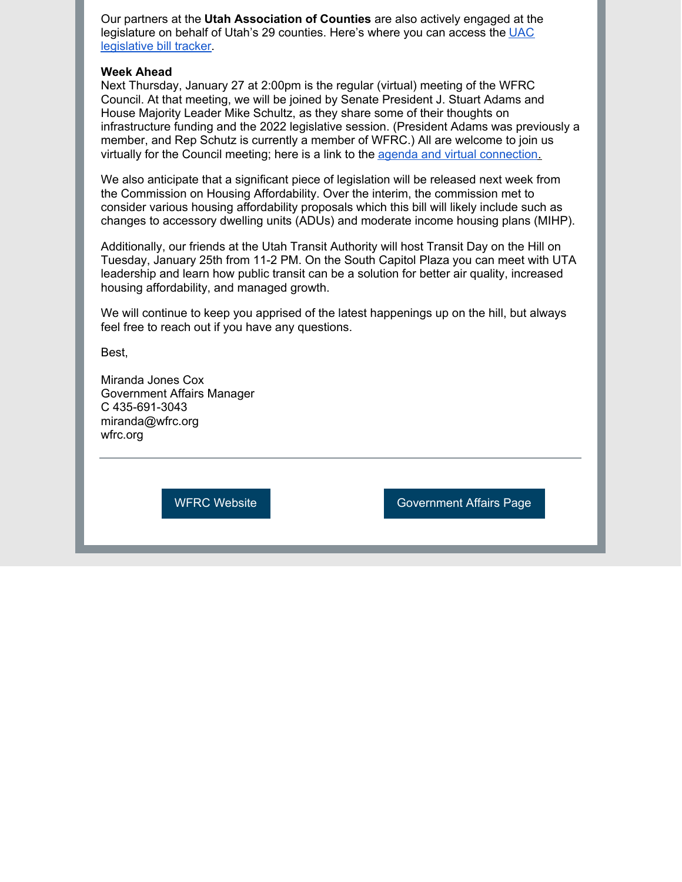Our partners at the **Utah Association of Counties** are also actively engaged at the legislature on behalf of Utah's 29 counties. Here's where you can access the [UAC legislative bill tracker](#).

**Week Ahead**

Next Thursday, January 27 at 2:00pm is the regular (virtual) meeting of the WFRC Council. At that meeting, we will be joined by Senate President J. Stuart Adams and House Majority Leader Mike Schultz, as they share some of their thoughts on infrastructure funding and the 2022 legislative session. (President Adams was previously a member, and Rep Schutz is currently a member of WFRC.) All are welcome to join us virtually for the Council meeting; here is a link to the [agenda and virtual connection.](#)

We also anticipate that a significant piece of legislation will be released next week from the Commission on Housing Affordability. Over the interim, the commission met to consider various housing affordability proposals which this bill will likely include such as changes to accessory dwelling units (ADUs) and moderate income housing plans (MIHP).

Additionally, our friends at the Utah Transit Authority will host Transit Day on the Hill on Tuesday, January 25th from 11-2 PM. On the South Capitol Plaza you can meet with UTA leadership and learn how public transit can be a solution for better air quality, increased housing affordability, and managed growth.

We will continue to keep you apprised of the latest happenings up on the hill, but always feel free to reach out if you have any questions.

Best,

Miranda Jones Cox
Government Affairs Manager
C 435-691-3043
miranda@wfrc.org
wfrc.org

---

WFRC Website

Government Affairs Page